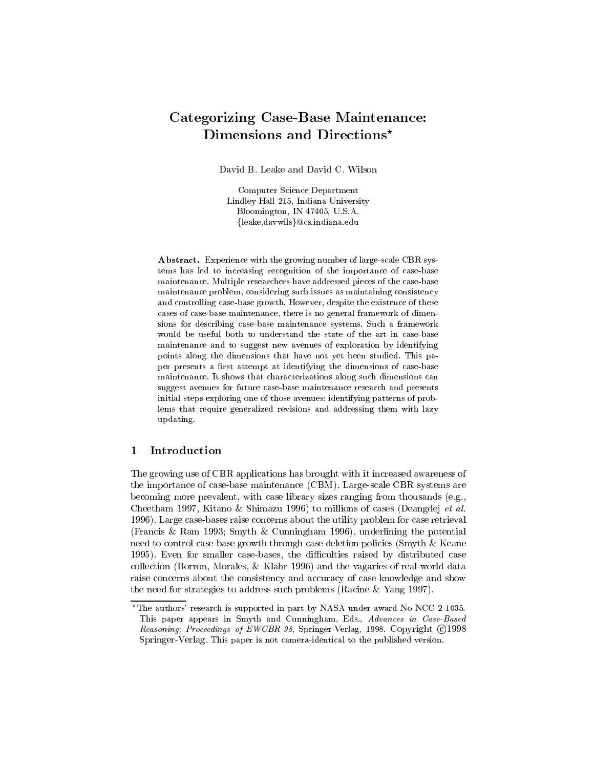# Categorizing Case-Base Maintenance: Dimensions and Directions*

David B. Leake and David C. Wilson

Computer Science Department
Lindley Hall 215, Indiana University
Bloomington, IN 47405, U.S.A.
{leake,davwils}@cs.indiana.edu

**Abstract.** Experience with the growing number of large-scale CBR systems has led to increasing recognition of the importance of case-base maintenance. Multiple researchers have addressed pieces of the case-base maintenance problem, considering such issues as maintaining consistency and controlling case-base growth. However, despite the existence of these cases of case-base maintenance, there is no general framework of dimensions for describing case-base maintenance systems. Such a framework would be useful both to understand the state of the art in case-base maintenance and to suggest new avenues of exploration by identifying points along the dimensions that have not yet been studied. This paper presents a first attempt at identifying the dimensions of case-base maintenance. It shows that characterizations along such dimensions can suggest avenues for future case-base maintenance research and presents initial steps exploring one of those avenues: identifying patterns of problems that require generalized revisions and addressing them with lazy updating.

## 1 Introduction

The growing use of CBR applications has brought with it increased awareness of the importance of case-base maintenance (CBM). Large-scale CBR systems are becoming more prevalent, with case library sizes ranging from thousands (e.g., Cheetham 1997, Kitano & Shimazu 1996) to millions of cases (Deangdej *et al.* 1996). Large case-bases raise concerns about the utility problem for case retrieval (Francis & Ram 1993; Smyth & Cunningham 1996), underlining the potential need to control case-base growth through case deletion policies (Smyth & Keane 1995). Even for smaller case-bases, the difficulties raised by distributed case collection (Borron, Morales, & Klahr 1996) and the vagaries of real-world data raise concerns about the consistency and accuracy of case knowledge and show the need for strategies to address such problems (Racine & Yang 1997).

* The authors' research is supported in part by NASA under award No NCC 2-1035. This paper appears in Smyth and Cunningham, Eds., *Advances in Case-Based Reasoning: Proceedings of EWCBR-98*, Springer-Verlag, 1998. Copyright ©1998 Springer-Verlag. This paper is not camera-identical to the published version.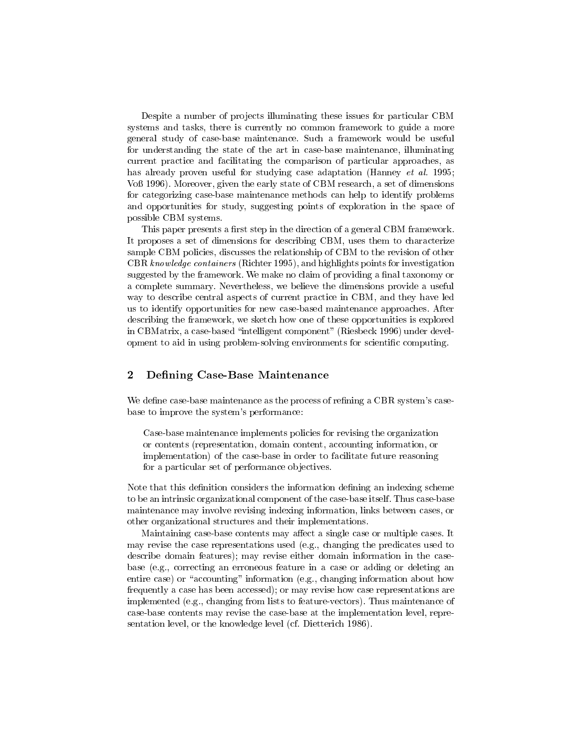Despite a number of projects illuminating these issues for particular CBM systems and tasks, there is currently no common framework to guide a more general study of case-base maintenance. Such a framework would be useful for understanding the state of the art in case-base maintenance, illuminating current practice and facilitating the comparison of particular approaches, as has already proven useful for studying case adaptation (Hanney *et al.* 1995; Voß 1996). Moreover, given the early state of CBM research, a set of dimensions for categorizing case-base maintenance methods can help to identify problems and opportunities for study, suggesting points of exploration in the space of possible CBM systems.

This paper presents a first step in the direction of a general CBM framework. It proposes a set of dimensions for describing CBM, uses them to characterize sample CBM policies, discusses the relationship of CBM to the revision of other CBR *knowledge containers* (Richter 1995), and highlights points for investigation suggested by the framework. We make no claim of providing a final taxonomy or a complete summary. Nevertheless, we believe the dimensions provide a useful way to describe central aspects of current practice in CBM, and they have led us to identify opportunities for new case-based maintenance approaches. After describing the framework, we sketch how one of these opportunities is explored in CBMatrix, a case-based "intelligent component" (Riesbeck 1996) under development to aid in using problem-solving environments for scientific computing.

## 2 Defining Case-Base Maintenance

We define case-base maintenance as the process of refining a CBR system's case-base to improve the system's performance:

> Case-base maintenance implements policies for revising the organization or contents (representation, domain content, accounting information, or implementation) of the case-base in order to facilitate future reasoning for a particular set of performance objectives.

Note that this definition considers the information defining an indexing scheme to be an intrinsic organizational component of the case-base itself. Thus case-base maintenance may involve revising indexing information, links between cases, or other organizational structures and their implementations.

Maintaining case-base contents may affect a single case or multiple cases. It may revise the case representations used (e.g., changing the predicates used to describe domain features); may revise either domain information in the case-base (e.g., correcting an erroneous feature in a case or adding or deleting an entire case) or "accounting" information (e.g., changing information about how frequently a case has been accessed); or may revise how case representations are implemented (e.g., changing from lists to feature-vectors). Thus maintenance of case-base contents may revise the case-base at the implementation level, representation level, or the knowledge level (cf. Dietterich 1986).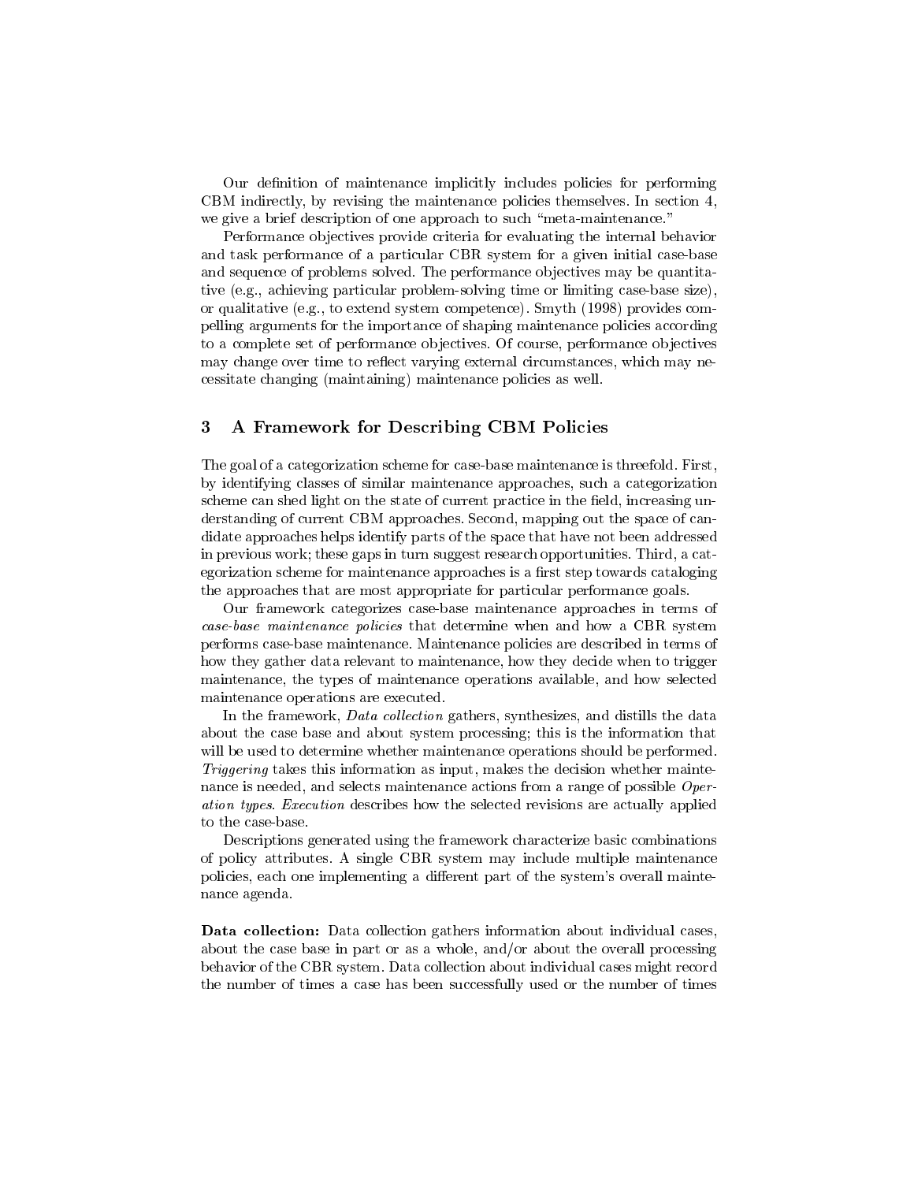Our definition of maintenance implicitly includes policies for performing CBM indirectly, by revising the maintenance policies themselves. In section 4, we give a brief description of one approach to such "meta-maintenance."

Performance objectives provide criteria for evaluating the internal behavior and task performance of a particular CBR system for a given initial case-base and sequence of problems solved. The performance objectives may be quantitative (e.g., achieving particular problem-solving time or limiting case-base size), or qualitative (e.g., to extend system competence). Smyth (1998) provides compelling arguments for the importance of shaping maintenance policies according to a complete set of performance objectives. Of course, performance objectives may change over time to reflect varying external circumstances, which may necessitate changing (maintaining) maintenance policies as well.

## 3 A Framework for Describing CBM Policies

The goal of a categorization scheme for case-base maintenance is threefold. First, by identifying classes of similar maintenance approaches, such a categorization scheme can shed light on the state of current practice in the field, increasing understanding of current CBM approaches. Second, mapping out the space of candidate approaches helps identify parts of the space that have not been addressed in previous work; these gaps in turn suggest research opportunities. Third, a categorization scheme for maintenance approaches is a first step towards cataloging the approaches that are most appropriate for particular performance goals.

Our framework categorizes case-base maintenance approaches in terms of *case-base maintenance policies* that determine when and how a CBR system performs case-base maintenance. Maintenance policies are described in terms of how they gather data relevant to maintenance, how they decide when to trigger maintenance, the types of maintenance operations available, and how selected maintenance operations are executed.

In the framework, *Data collection* gathers, synthesizes, and distills the data about the case base and about system processing; this is the information that will be used to determine whether maintenance operations should be performed. *Triggering* takes this information as input, makes the decision whether maintenance is needed, and selects maintenance actions from a range of possible *Operation types*. *Execution* describes how the selected revisions are actually applied to the case-base.

Descriptions generated using the framework characterize basic combinations of policy attributes. A single CBR system may include multiple maintenance policies, each one implementing a different part of the system's overall maintenance agenda.

**Data collection:** Data collection gathers information about individual cases, about the case base in part or as a whole, and/or about the overall processing behavior of the CBR system. Data collection about individual cases might record the number of times a case has been successfully used or the number of times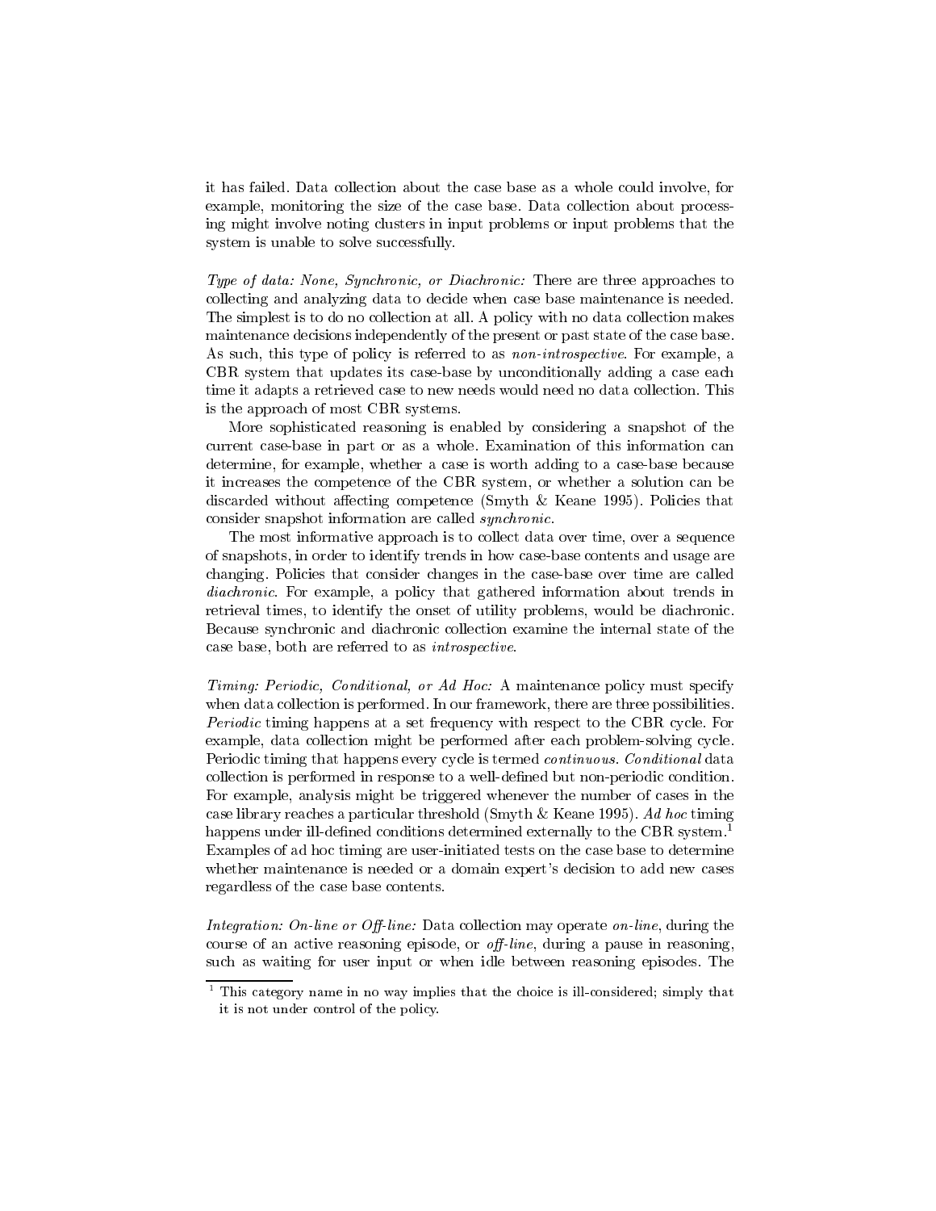it has failed. Data collection about the case base as a whole could involve, for example, monitoring the size of the case base. Data collection about processing might involve noting clusters in input problems or input problems that the system is unable to solve successfully.

*Type of data: None, Synchronic, or Diachronic:* There are three approaches to collecting and analyzing data to decide when case base maintenance is needed. The simplest is to do no collection at all. A policy with no data collection makes maintenance decisions independently of the present or past state of the case base. As such, this type of policy is referred to as *non-introspective*. For example, a CBR system that updates its case-base by unconditionally adding a case each time it adapts a retrieved case to new needs would need no data collection. This is the approach of most CBR systems.

More sophisticated reasoning is enabled by considering a snapshot of the current case-base in part or as a whole. Examination of this information can determine, for example, whether a case is worth adding to a case-base because it increases the competence of the CBR system, or whether a solution can be discarded without affecting competence (Smyth & Keane 1995). Policies that consider snapshot information are called *synchronic*.

The most informative approach is to collect data over time, over a sequence of snapshots, in order to identify trends in how case-base contents and usage are changing. Policies that consider changes in the case-base over time are called *diachronic*. For example, a policy that gathered information about trends in retrieval times, to identify the onset of utility problems, would be diachronic. Because synchronic and diachronic collection examine the internal state of the case base, both are referred to as *introspective*.

*Timing: Periodic, Conditional, or Ad Hoc:* A maintenance policy must specify when data collection is performed. In our framework, there are three possibilities. *Periodic* timing happens at a set frequency with respect to the CBR cycle. For example, data collection might be performed after each problem-solving cycle. Periodic timing that happens every cycle is termed *continuous*. *Conditional* data collection is performed in response to a well-defined but non-periodic condition. For example, analysis might be triggered whenever the number of cases in the case library reaches a particular threshold (Smyth & Keane 1995). *Ad hoc* timing happens under ill-defined conditions determined externally to the CBR system.[1] Examples of ad hoc timing are user-initiated tests on the case base to determine whether maintenance is needed or a domain expert's decision to add new cases regardless of the case base contents.

*Integration: On-line or Off-line:* Data collection may operate *on-line*, during the course of an active reasoning episode, or *off-line*, during a pause in reasoning, such as waiting for user input or when idle between reasoning episodes. The

[1] This category name in no way implies that the choice is ill-considered; simply that it is not under control of the policy.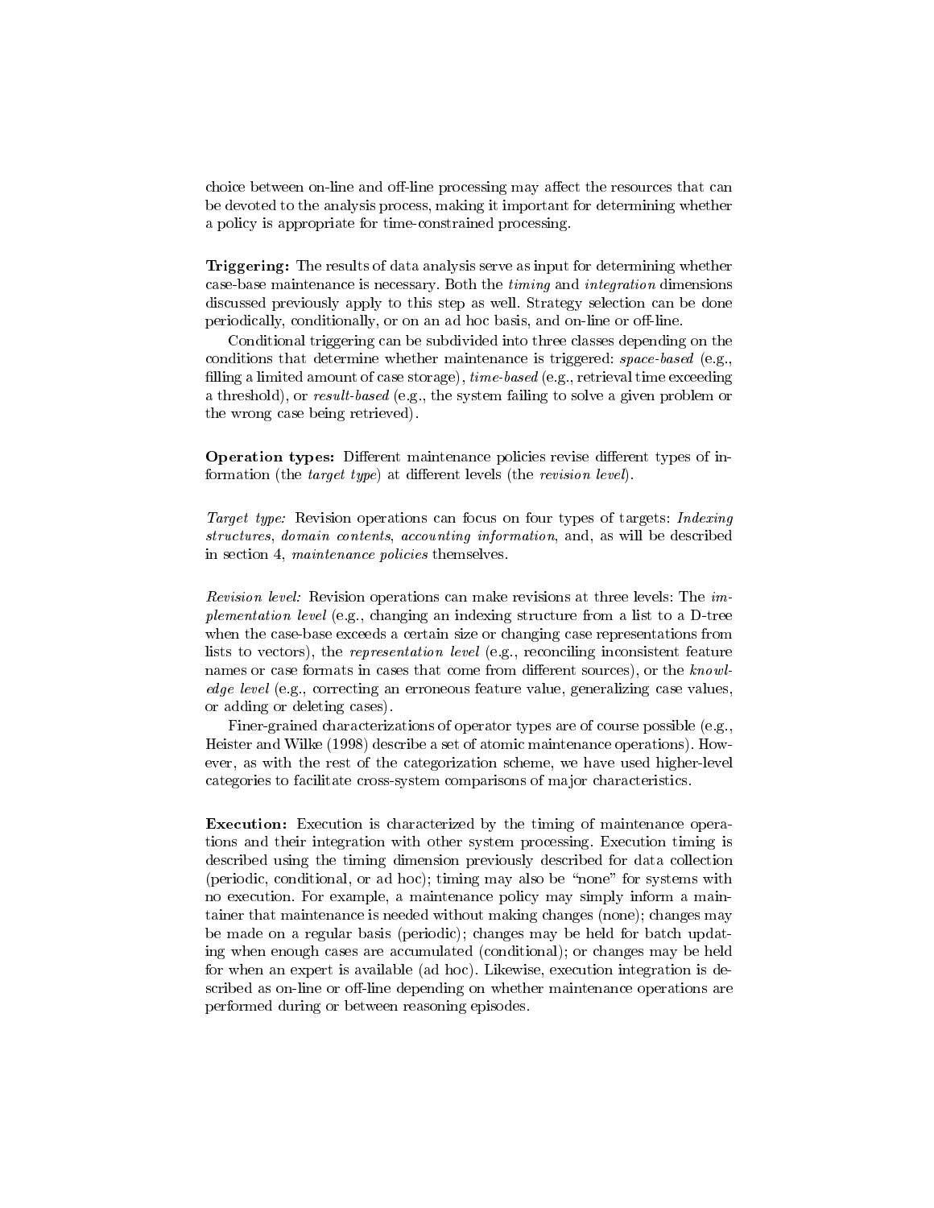choice between on-line and off-line processing may affect the resources that can be devoted to the analysis process, making it important for determining whether a policy is appropriate for time-constrained processing.

**Triggering:** The results of data analysis serve as input for determining whether case-base maintenance is necessary. Both the *timing* and *integration* dimensions discussed previously apply to this step as well. Strategy selection can be done periodically, conditionally, or on an ad hoc basis, and on-line or off-line.

Conditional triggering can be subdivided into three classes depending on the conditions that determine whether maintenance is triggered: *space-based* (e.g., filling a limited amount of case storage), *time-based* (e.g., retrieval time exceeding a threshold), or *result-based* (e.g., the system failing to solve a given problem or the wrong case being retrieved).

**Operation types:** Different maintenance policies revise different types of information (the *target type*) at different levels (the *revision level*).

*Target type:* Revision operations can focus on four types of targets: *Indexing structures*, *domain contents*, *accounting information*, and, as will be described in section 4, *maintenance policies* themselves.

*Revision level:* Revision operations can make revisions at three levels: The *implementation level* (e.g., changing an indexing structure from a list to a D-tree when the case-base exceeds a certain size or changing case representations from lists to vectors), the *representation level* (e.g., reconciling inconsistent feature names or case formats in cases that come from different sources), or the *knowledge level* (e.g., correcting an erroneous feature value, generalizing case values, or adding or deleting cases).

Finer-grained characterizations of operator types are of course possible (e.g., Heister and Wilke (1998) describe a set of atomic maintenance operations). However, as with the rest of the categorization scheme, we have used higher-level categories to facilitate cross-system comparisons of major characteristics.

**Execution:** Execution is characterized by the timing of maintenance operations and their integration with other system processing. Execution timing is described using the timing dimension previously described for data collection (periodic, conditional, or ad hoc); timing may also be "none" for systems with no execution. For example, a maintenance policy may simply inform a maintainer that maintenance is needed without making changes (none); changes may be made on a regular basis (periodic); changes may be held for batch updating when enough cases are accumulated (conditional); or changes may be held for when an expert is available (ad hoc). Likewise, execution integration is described as on-line or off-line depending on whether maintenance operations are performed during or between reasoning episodes.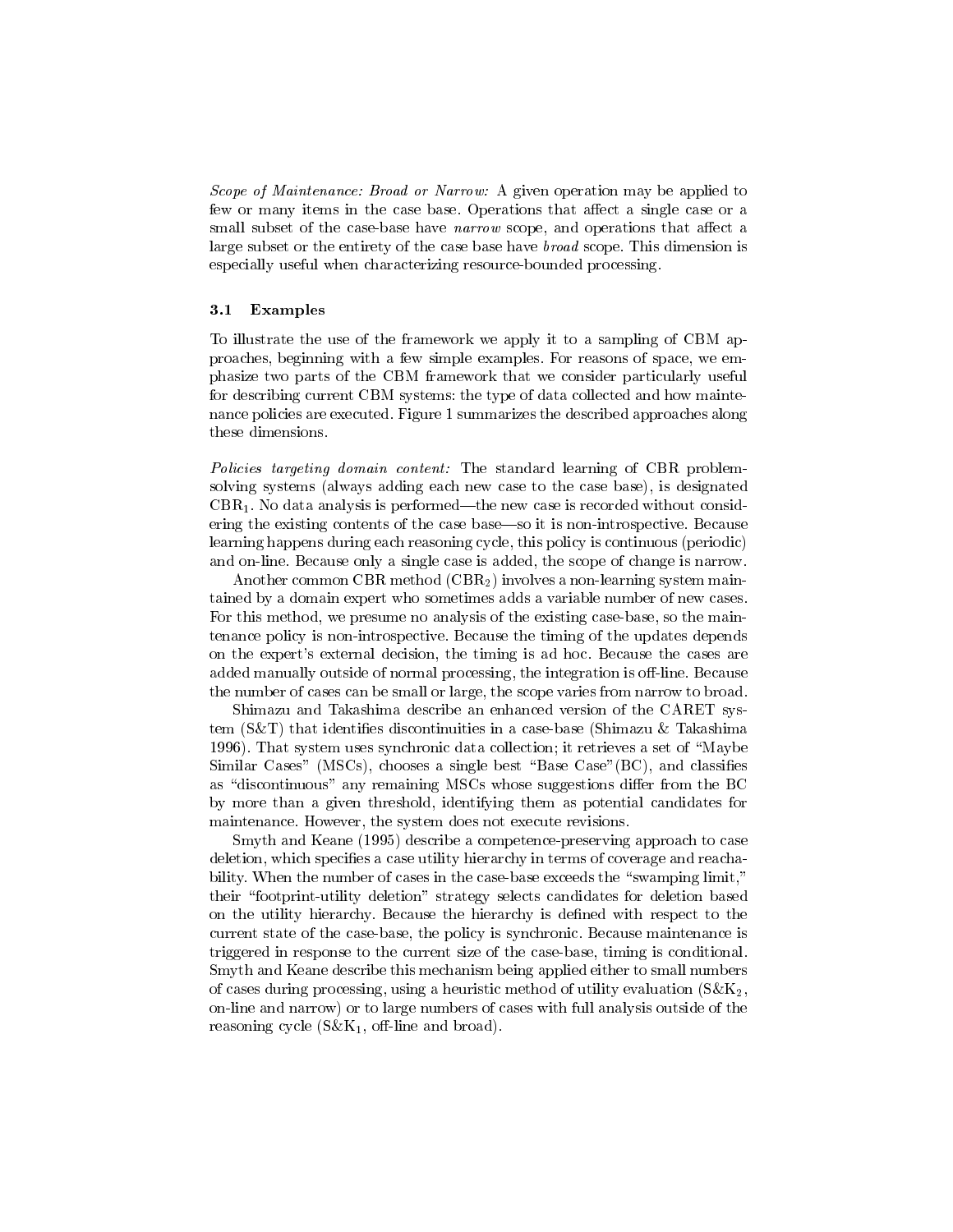*Scope of Maintenance: Broad or Narrow:* A given operation may be applied to few or many items in the case base. Operations that affect a single case or a small subset of the case-base have *narrow* scope, and operations that affect a large subset or the entirety of the case base have *broad* scope. This dimension is especially useful when characterizing resource-bounded processing.

### 3.1 Examples

To illustrate the use of the framework we apply it to a sampling of CBM approaches, beginning with a few simple examples. For reasons of space, we emphasize two parts of the CBM framework that we consider particularly useful for describing current CBM systems: the type of data collected and how maintenance policies are executed. Figure 1 summarizes the described approaches along these dimensions.

*Policies targeting domain content:* The standard learning of CBR problem-solving systems (always adding each new case to the case base), is designated $CBR_1$. No data analysis is performed—the new case is recorded without considering the existing contents of the case base—so it is non-introspective. Because learning happens during each reasoning cycle, this policy is continuous (periodic) and on-line. Because only a single case is added, the scope of change is narrow.

Another common CBR method ($CBR_2$) involves a non-learning system maintained by a domain expert who sometimes adds a variable number of new cases. For this method, we presume no analysis of the existing case-base, so the maintenance policy is non-introspective. Because the timing of the updates depends on the expert's external decision, the timing is ad hoc. Because the cases are added manually outside of normal processing, the integration is off-line. Because the number of cases can be small or large, the scope varies from narrow to broad.

Shimazu and Takashima describe an enhanced version of the CARET system (S&T) that identifies discontinuities in a case-base (Shimazu & Takashima 1996). That system uses synchronic data collection; it retrieves a set of "Maybe Similar Cases" (MSCs), chooses a single best "Base Case"(BC), and classifies as "discontinuous" any remaining MSCs whose suggestions differ from the BC by more than a given threshold, identifying them as potential candidates for maintenance. However, the system does not execute revisions.

Smyth and Keane (1995) describe a competence-preserving approach to case deletion, which specifies a case utility hierarchy in terms of coverage and reachability. When the number of cases in the case-base exceeds the "swamping limit," their "footprint-utility deletion" strategy selects candidates for deletion based on the utility hierarchy. Because the hierarchy is defined with respect to the current state of the case-base, the policy is synchronic. Because maintenance is triggered in response to the current size of the case-base, timing is conditional. Smyth and Keane describe this mechanism being applied either to small numbers of cases during processing, using a heuristic method of utility evaluation ($S\&K_2$, on-line and narrow) or to large numbers of cases with full analysis outside of the reasoning cycle ($S\&K_1$, off-line and broad).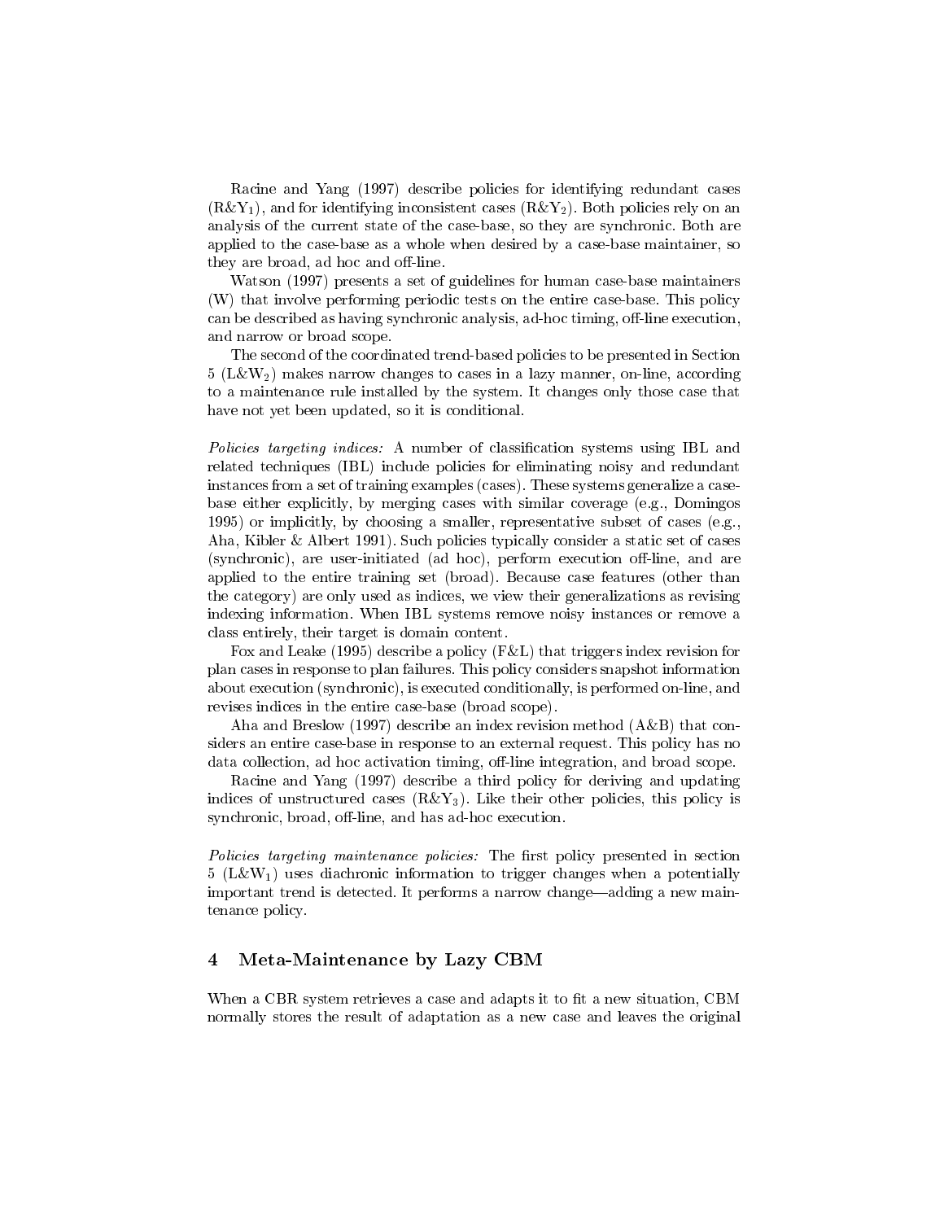Racine and Yang (1997) describe policies for identifying redundant cases ($R\&Y_1$), and for identifying inconsistent cases ($R\&Y_2$). Both policies rely on an analysis of the current state of the case-base, so they are synchronic. Both are applied to the case-base as a whole when desired by a case-base maintainer, so they are broad, ad hoc and off-line.

Watson (1997) presents a set of guidelines for human case-base maintainers (W) that involve performing periodic tests on the entire case-base. This policy can be described as having synchronic analysis, ad-hoc timing, off-line execution, and narrow or broad scope.

The second of the coordinated trend-based policies to be presented in Section 5 ($L\&W_2$) makes narrow changes to cases in a lazy manner, on-line, according to a maintenance rule installed by the system. It changes only those case that have not yet been updated, so it is conditional.

*Policies targeting indices:* A number of classification systems using IBL and related techniques (IBL) include policies for eliminating noisy and redundant instances from a set of training examples (cases). These systems generalize a case-base either explicitly, by merging cases with similar coverage (e.g., Domingos 1995) or implicitly, by choosing a smaller, representative subset of cases (e.g., Aha, Kibler & Albert 1991). Such policies typically consider a static set of cases (synchronic), are user-initiated (ad hoc), perform execution off-line, and are applied to the entire training set (broad). Because case features (other than the category) are only used as indices, we view their generalizations as revising indexing information. When IBL systems remove noisy instances or remove a class entirely, their target is domain content.

Fox and Leake (1995) describe a policy (F&L) that triggers index revision for plan cases in response to plan failures. This policy considers snapshot information about execution (synchronic), is executed conditionally, is performed on-line, and revises indices in the entire case-base (broad scope).

Aha and Breslow (1997) describe an index revision method (A&B) that considers an entire case-base in response to an external request. This policy has no data collection, ad hoc activation timing, off-line integration, and broad scope.

Racine and Yang (1997) describe a third policy for deriving and updating indices of unstructured cases ($R\&Y_3$). Like their other policies, this policy is synchronic, broad, off-line, and has ad-hoc execution.

*Policies targeting maintenance policies:* The first policy presented in section 5 ($L\&W_1$) uses diachronic information to trigger changes when a potentially important trend is detected. It performs a narrow change—adding a new maintenance policy.

## 4 Meta-Maintenance by Lazy CBM

When a CBR system retrieves a case and adapts it to fit a new situation, CBM normally stores the result of adaptation as a new case and leaves the original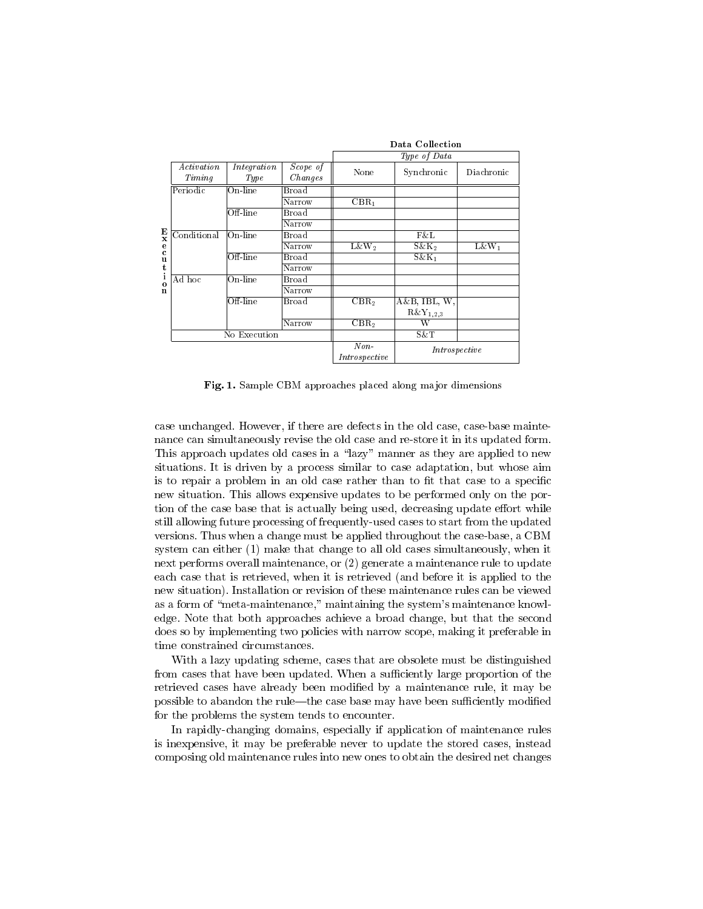| | Activation Timing | Integration Type | Scope of Changes | Data Collection: Type of Data: None | Synchronic | Diachronic |
|---|---|---|---|---|---|---|
| Execution | Periodic | On-line | Broad | | | |
| | | | Narrow | $CBR_1$ | | |
| | | Off-line | Broad | | | |
| | | | Narrow | | | |
| | Conditional | On-line | Broad | | F&L | |
| | | | Narrow | $L\&W_2$ | $S\&K_2$ | $L\&W_1$ |
| | | Off-line | Broad | | $S\&K_1$ | |
| | | | Narrow | | | |
| | Ad hoc | On-line | Broad | | | |
| | | | Narrow | | | |
| | | Off-line | Broad | $CBR_2$ | A&B, IBL, W, $R\&Y_{1,2,3}$ | |
| | | | Narrow | $CBR_2$ | W | |
| | No Execution | | | | S&T | |
| | | | | *Non-Introspective* | *Introspective* | |

**Fig. 1.** Sample CBM approaches placed along major dimensions

case unchanged. However, if there are defects in the old case, case-base maintenance can simultaneously revise the old case and re-store it in its updated form. This approach updates old cases in a "lazy" manner as they are applied to new situations. It is driven by a process similar to case adaptation, but whose aim is to repair a problem in an old case rather than to fit that case to a specific new situation. This allows expensive updates to be performed only on the portion of the case base that is actually being used, decreasing update effort while still allowing future processing of frequently-used cases to start from the updated versions. Thus when a change must be applied throughout the case-base, a CBM system can either (1) make that change to all old cases simultaneously, when it next performs overall maintenance, or (2) generate a maintenance rule to update each case that is retrieved, when it is retrieved (and before it is applied to the new situation). Installation or revision of these maintenance rules can be viewed as a form of "meta-maintenance," maintaining the system's maintenance knowledge. Note that both approaches achieve a broad change, but that the second does so by implementing two policies with narrow scope, making it preferable in time constrained circumstances.

With a lazy updating scheme, cases that are obsolete must be distinguished from cases that have been updated. When a sufficiently large proportion of the retrieved cases have already been modified by a maintenance rule, it may be possible to abandon the rule—the case base may have been sufficiently modified for the problems the system tends to encounter.

In rapidly-changing domains, especially if application of maintenance rules is inexpensive, it may be preferable never to update the stored cases, instead composing old maintenance rules into new ones to obtain the desired net changes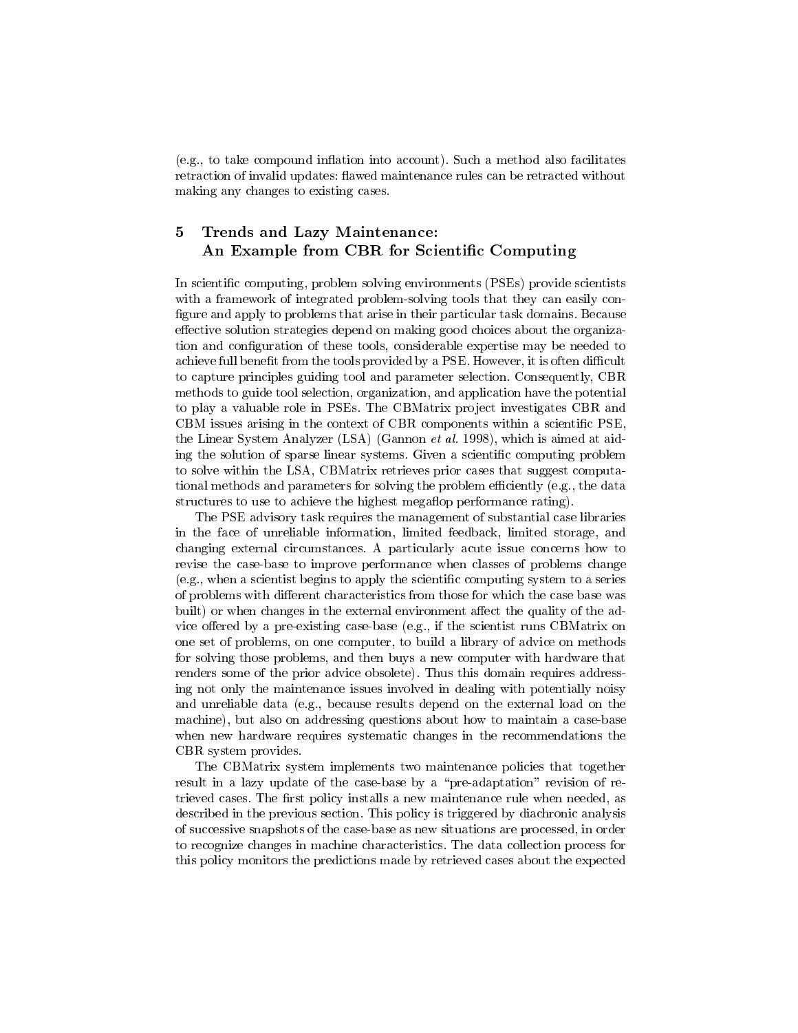(e.g., to take compound inflation into account). Such a method also facilitates retraction of invalid updates: flawed maintenance rules can be retracted without making any changes to existing cases.

## 5 Trends and Lazy Maintenance: An Example from CBR for Scientific Computing

In scientific computing, problem solving environments (PSEs) provide scientists with a framework of integrated problem-solving tools that they can easily configure and apply to problems that arise in their particular task domains. Because effective solution strategies depend on making good choices about the organization and configuration of these tools, considerable expertise may be needed to achieve full benefit from the tools provided by a PSE. However, it is often difficult to capture principles guiding tool and parameter selection. Consequently, CBR methods to guide tool selection, organization, and application have the potential to play a valuable role in PSEs. The CBMatrix project investigates CBR and CBM issues arising in the context of CBR components within a scientific PSE, the Linear System Analyzer (LSA) (Gannon *et al.* 1998), which is aimed at aiding the solution of sparse linear systems. Given a scientific computing problem to solve within the LSA, CBMatrix retrieves prior cases that suggest computational methods and parameters for solving the problem efficiently (e.g., the data structures to use to achieve the highest megaflop performance rating).

The PSE advisory task requires the management of substantial case libraries in the face of unreliable information, limited feedback, limited storage, and changing external circumstances. A particularly acute issue concerns how to revise the case-base to improve performance when classes of problems change (e.g., when a scientist begins to apply the scientific computing system to a series of problems with different characteristics from those for which the case base was built) or when changes in the external environment affect the quality of the advice offered by a pre-existing case-base (e.g., if the scientist runs CBMatrix on one set of problems, on one computer, to build a library of advice on methods for solving those problems, and then buys a new computer with hardware that renders some of the prior advice obsolete). Thus this domain requires addressing not only the maintenance issues involved in dealing with potentially noisy and unreliable data (e.g., because results depend on the external load on the machine), but also on addressing questions about how to maintain a case-base when new hardware requires systematic changes in the recommendations the CBR system provides.

The CBMatrix system implements two maintenance policies that together result in a lazy update of the case-base by a "pre-adaptation" revision of retrieved cases. The first policy installs a new maintenance rule when needed, as described in the previous section. This policy is triggered by diachronic analysis of successive snapshots of the case-base as new situations are processed, in order to recognize changes in machine characteristics. The data collection process for this policy monitors the predictions made by retrieved cases about the expected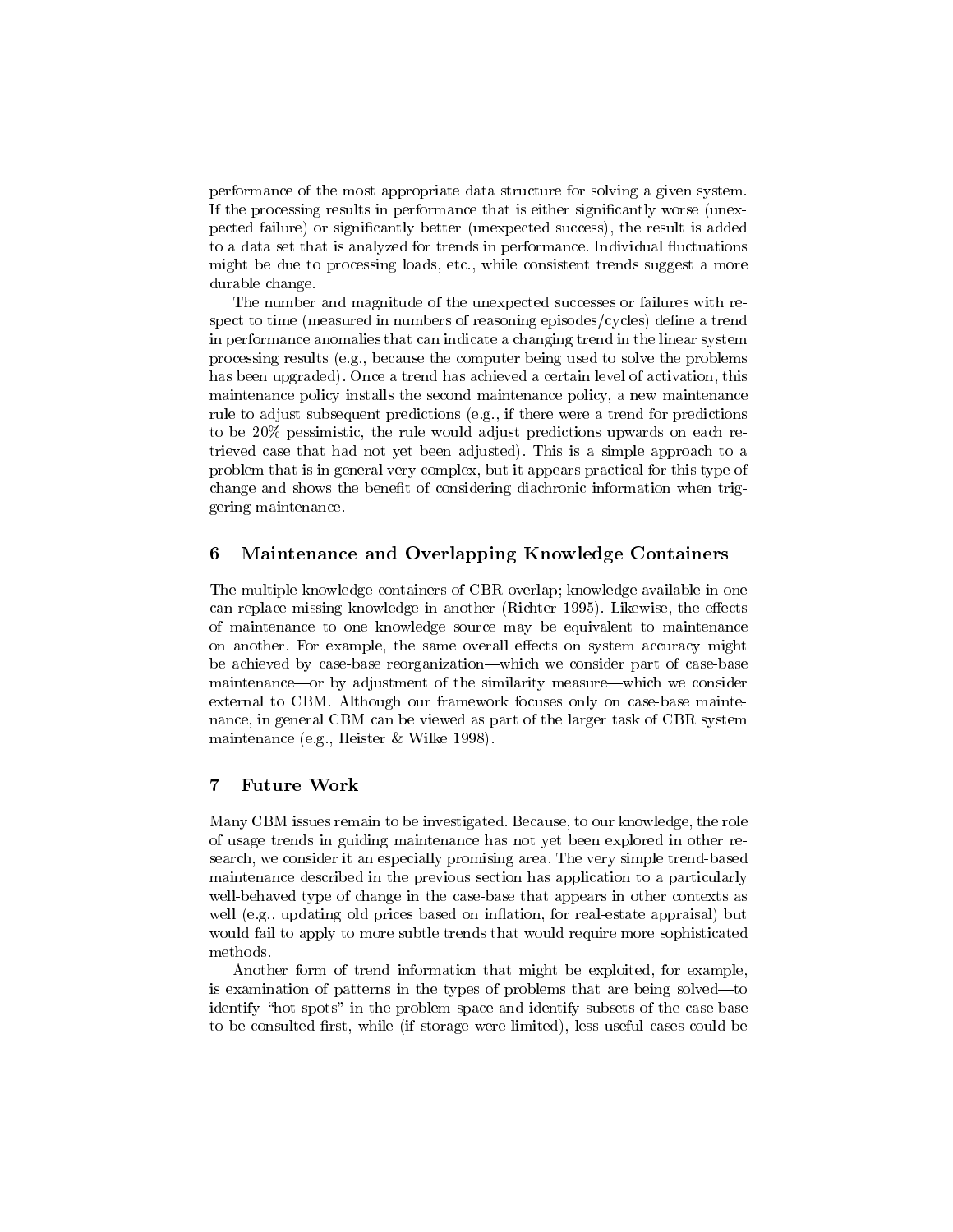performance of the most appropriate data structure for solving a given system. If the processing results in performance that is either significantly worse (unexpected failure) or significantly better (unexpected success), the result is added to a data set that is analyzed for trends in performance. Individual fluctuations might be due to processing loads, etc., while consistent trends suggest a more durable change.

The number and magnitude of the unexpected successes or failures with respect to time (measured in numbers of reasoning episodes/cycles) define a trend in performance anomalies that can indicate a changing trend in the linear system processing results (e.g., because the computer being used to solve the problems has been upgraded). Once a trend has achieved a certain level of activation, this maintenance policy installs the second maintenance policy, a new maintenance rule to adjust subsequent predictions (e.g., if there were a trend for predictions to be 20% pessimistic, the rule would adjust predictions upwards on each retrieved case that had not yet been adjusted). This is a simple approach to a problem that is in general very complex, but it appears practical for this type of change and shows the benefit of considering diachronic information when triggering maintenance.

## 6 Maintenance and Overlapping Knowledge Containers

The multiple knowledge containers of CBR overlap; knowledge available in one can replace missing knowledge in another (Richter 1995). Likewise, the effects of maintenance to one knowledge source may be equivalent to maintenance on another. For example, the same overall effects on system accuracy might be achieved by case-base reorganization—which we consider part of case-base maintenance—or by adjustment of the similarity measure—which we consider external to CBM. Although our framework focuses only on case-base maintenance, in general CBM can be viewed as part of the larger task of CBR system maintenance (e.g., Heister & Wilke 1998).

## 7 Future Work

Many CBM issues remain to be investigated. Because, to our knowledge, the role of usage trends in guiding maintenance has not yet been explored in other research, we consider it an especially promising area. The very simple trend-based maintenance described in the previous section has application to a particularly well-behaved type of change in the case-base that appears in other contexts as well (e.g., updating old prices based on inflation, for real-estate appraisal) but would fail to apply to more subtle trends that would require more sophisticated methods.

Another form of trend information that might be exploited, for example, is examination of patterns in the types of problems that are being solved—to identify "hot spots" in the problem space and identify subsets of the case-base to be consulted first, while (if storage were limited), less useful cases could be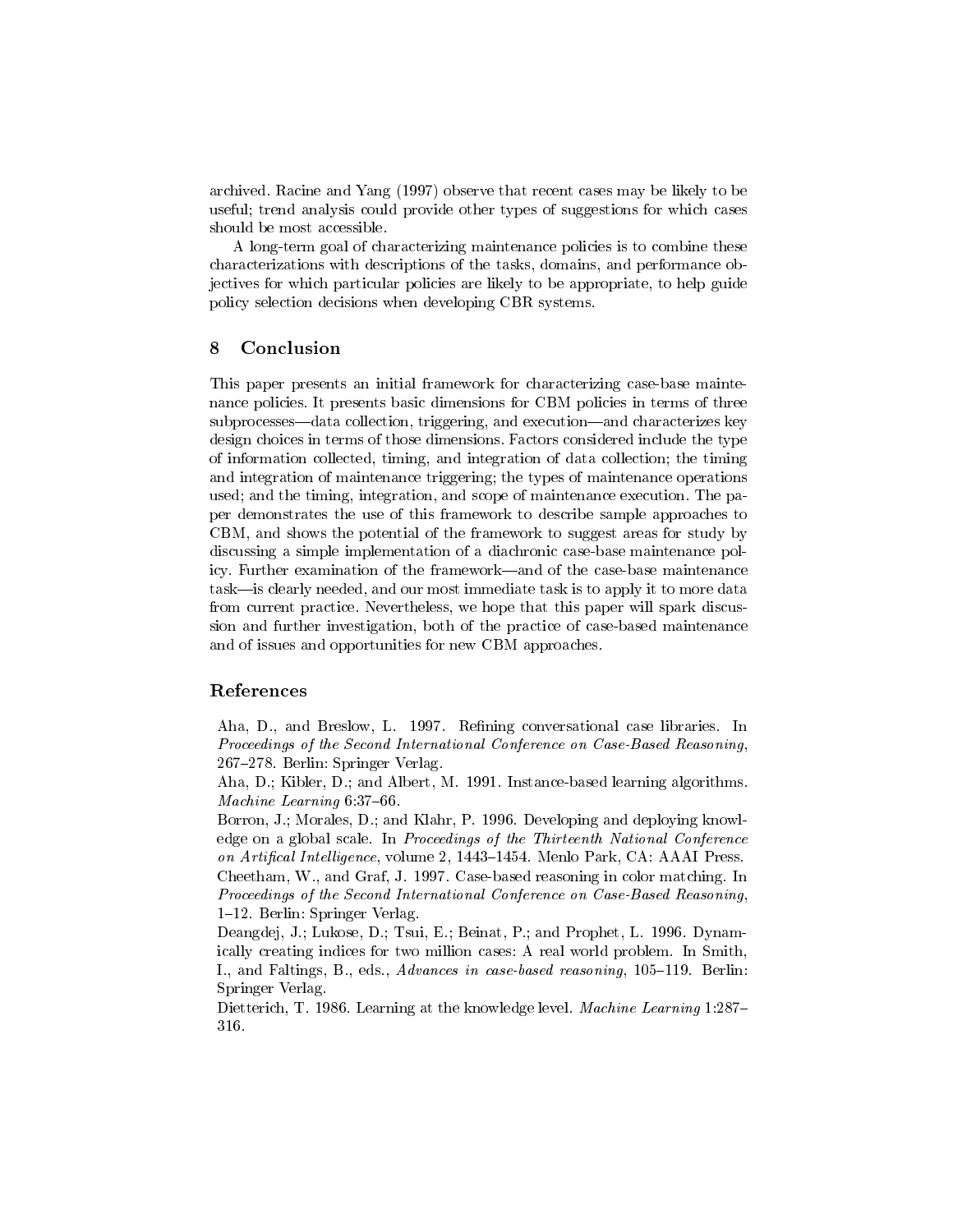archived. Racine and Yang (1997) observe that recent cases may be likely to be useful; trend analysis could provide other types of suggestions for which cases should be most accessible.

A long-term goal of characterizing maintenance policies is to combine these characterizations with descriptions of the tasks, domains, and performance objectives for which particular policies are likely to be appropriate, to help guide policy selection decisions when developing CBR systems.

## 8 Conclusion

This paper presents an initial framework for characterizing case-base maintenance policies. It presents basic dimensions for CBM policies in terms of three subprocesses—data collection, triggering, and execution—and characterizes key design choices in terms of those dimensions. Factors considered include the type of information collected, timing, and integration of data collection; the timing and integration of maintenance triggering; the types of maintenance operations used; and the timing, integration, and scope of maintenance execution. The paper demonstrates the use of this framework to describe sample approaches to CBM, and shows the potential of the framework to suggest areas for study by discussing a simple implementation of a diachronic case-base maintenance policy. Further examination of the framework—and of the case-base maintenance task—is clearly needed, and our most immediate task is to apply it to more data from current practice. Nevertheless, we hope that this paper will spark discussion and further investigation, both of the practice of case-based maintenance and of issues and opportunities for new CBM approaches.

## References

Aha, D., and Breslow, L. 1997. Refining conversational case libraries. In *Proceedings of the Second International Conference on Case-Based Reasoning*, 267–278. Berlin: Springer Verlag.

Aha, D.; Kibler, D.; and Albert, M. 1991. Instance-based learning algorithms. *Machine Learning* 6:37–66.

Borron, J.; Morales, D.; and Klahr, P. 1996. Developing and deploying knowledge on a global scale. In *Proceedings of the Thirteenth National Conference on Artifical Intelligence*, volume 2, 1443–1454. Menlo Park, CA: AAAI Press.

Cheetham, W., and Graf, J. 1997. Case-based reasoning in color matching. In *Proceedings of the Second International Conference on Case-Based Reasoning*, 1–12. Berlin: Springer Verlag.

Deangdej, J.; Lukose, D.; Tsui, E.; Beinat, P.; and Prophet, L. 1996. Dynamically creating indices for two million cases: A real world problem. In Smith, I., and Faltings, B., eds., *Advances in case-based reasoning*, 105–119. Berlin: Springer Verlag.

Dietterich, T. 1986. Learning at the knowledge level. *Machine Learning* 1:287–316.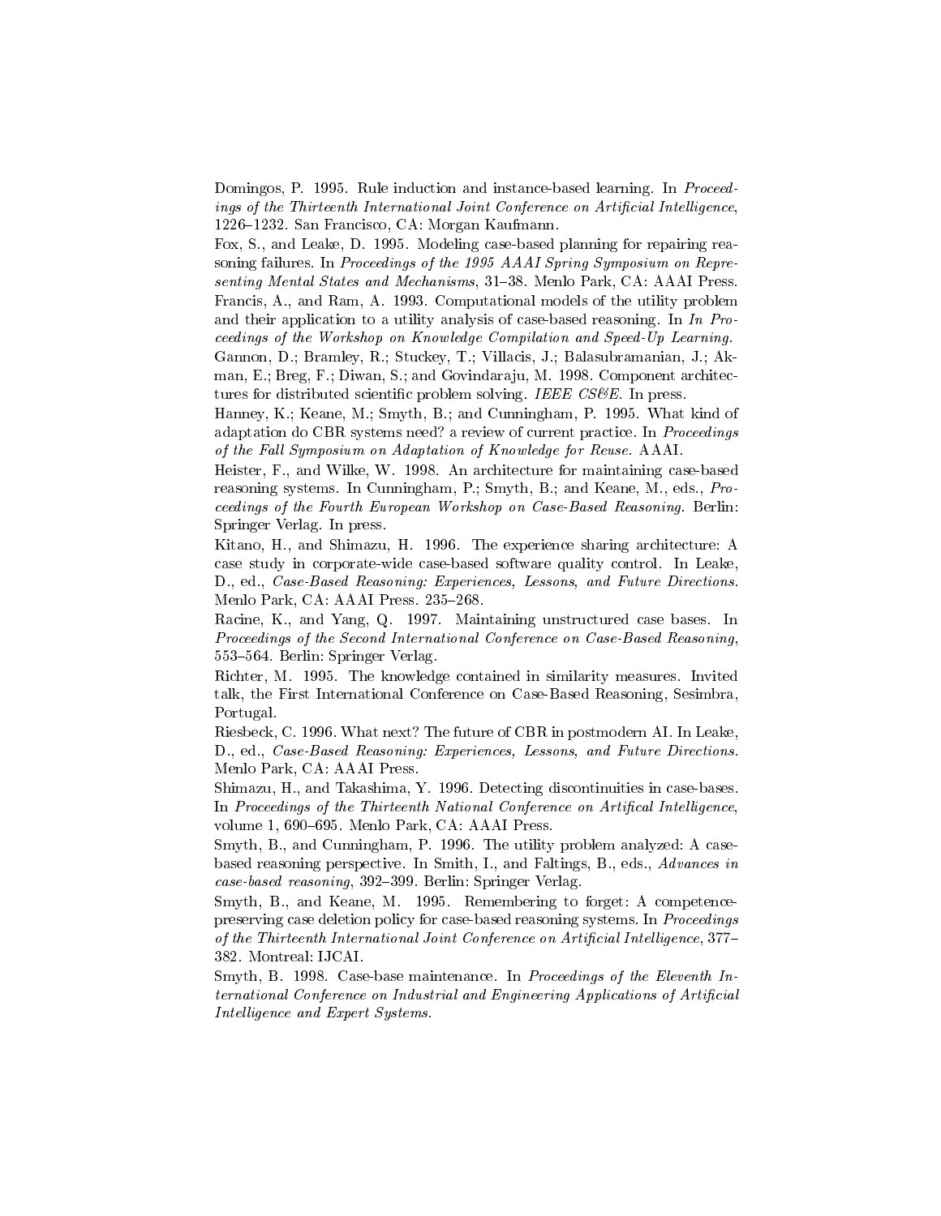Domingos, P. 1995. Rule induction and instance-based learning. In *Proceedings of the Thirteenth International Joint Conference on Artificial Intelligence*, 1226–1232. San Francisco, CA: Morgan Kaufmann.

Fox, S., and Leake, D. 1995. Modeling case-based planning for repairing reasoning failures. In *Proceedings of the 1995 AAAI Spring Symposium on Representing Mental States and Mechanisms*, 31–38. Menlo Park, CA: AAAI Press.

Francis, A., and Ram, A. 1993. Computational models of the utility problem and their application to a utility analysis of case-based reasoning. In *In Proceedings of the Workshop on Knowledge Compilation and Speed-Up Learning.*

Gannon, D.; Bramley, R.; Stuckey, T.; Villacis, J.; Balasubramanian, J.; Akman, E.; Breg, F.; Diwan, S.; and Govindaraju, M. 1998. Component architectures for distributed scientific problem solving. *IEEE CS&E*. In press.

Hanney, K.; Keane, M.; Smyth, B.; and Cunningham, P. 1995. What kind of adaptation do CBR systems need? a review of current practice. In *Proceedings of the Fall Symposium on Adaptation of Knowledge for Reuse*. AAAI.

Heister, F., and Wilke, W. 1998. An architecture for maintaining case-based reasoning systems. In Cunningham, P.; Smyth, B.; and Keane, M., eds., *Proceedings of the Fourth European Workshop on Case-Based Reasoning*. Berlin: Springer Verlag. In press.

Kitano, H., and Shimazu, H. 1996. The experience sharing architecture: A case study in corporate-wide case-based software quality control. In Leake, D., ed., *Case-Based Reasoning: Experiences, Lessons, and Future Directions*. Menlo Park, CA: AAAI Press. 235–268.

Racine, K., and Yang, Q. 1997. Maintaining unstructured case bases. In *Proceedings of the Second International Conference on Case-Based Reasoning*, 553–564. Berlin: Springer Verlag.

Richter, M. 1995. The knowledge contained in similarity measures. Invited talk, the First International Conference on Case-Based Reasoning, Sesimbra, Portugal.

Riesbeck, C. 1996. What next? The future of CBR in postmodern AI. In Leake, D., ed., *Case-Based Reasoning: Experiences, Lessons, and Future Directions*. Menlo Park, CA: AAAI Press.

Shimazu, H., and Takashima, Y. 1996. Detecting discontinuities in case-bases. In *Proceedings of the Thirteenth National Conference on Artifical Intelligence*, volume 1, 690–695. Menlo Park, CA: AAAI Press.

Smyth, B., and Cunningham, P. 1996. The utility problem analyzed: A case-based reasoning perspective. In Smith, I., and Faltings, B., eds., *Advances in case-based reasoning*, 392–399. Berlin: Springer Verlag.

Smyth, B., and Keane, M. 1995. Remembering to forget: A competence-preserving case deletion policy for case-based reasoning systems. In *Proceedings of the Thirteenth International Joint Conference on Artificial Intelligence*, 377–382. Montreal: IJCAI.

Smyth, B. 1998. Case-base maintenance. In *Proceedings of the Eleventh International Conference on Industrial and Engineering Applications of Artificial Intelligence and Expert Systems*.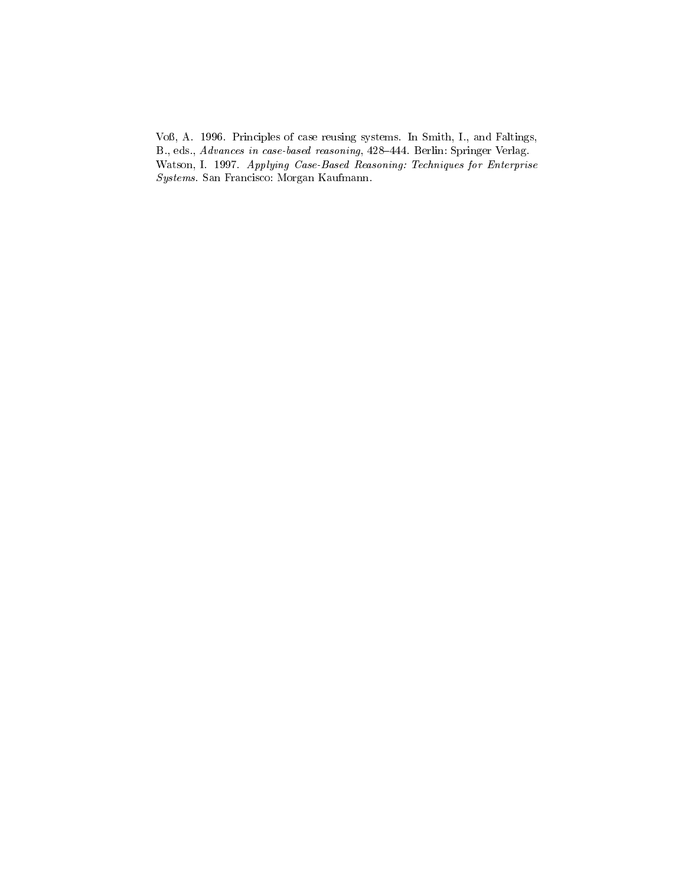Voß, A. 1996. Principles of case reusing systems. In Smith, I., and Faltings, B., eds., *Advances in case-based reasoning*, 428–444. Berlin: Springer Verlag.

Watson, I. 1997. *Applying Case-Based Reasoning: Techniques for Enterprise Systems*. San Francisco: Morgan Kaufmann.